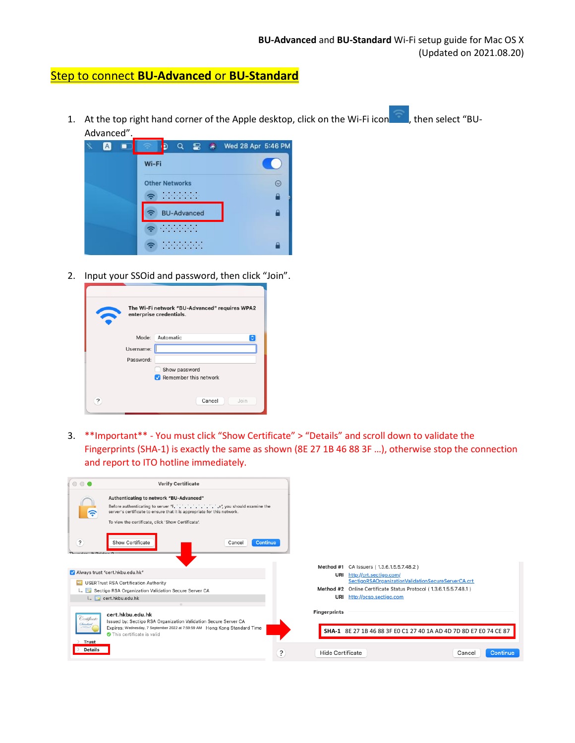**BU-Advanced** and **BU-Standard** Wi-Fi setup guide for Mac OS X
(Updated on 2021.08.20)

## Step to connect **BU-Advanced** or **BU-Standard**

1. At the top right hand corner of the Apple desktop, click on the Wi-Fi icon, then select “BU-Advanced”.

2. Input your SSOid and password, then click “Join”.

3. **Important** - You must click “Show Certificate” > “Details” and scroll down to validate the Fingerprints (SHA-1) is exactly the same as shown (8E 27 1B 46 88 3F …), otherwise stop the connection and report to ITO hotline immediately.

SHA-1 8E 27 1B 46 88 3F E0 C1 27 40 1A AD 4D 7D 8D E7 E0 74 CE 87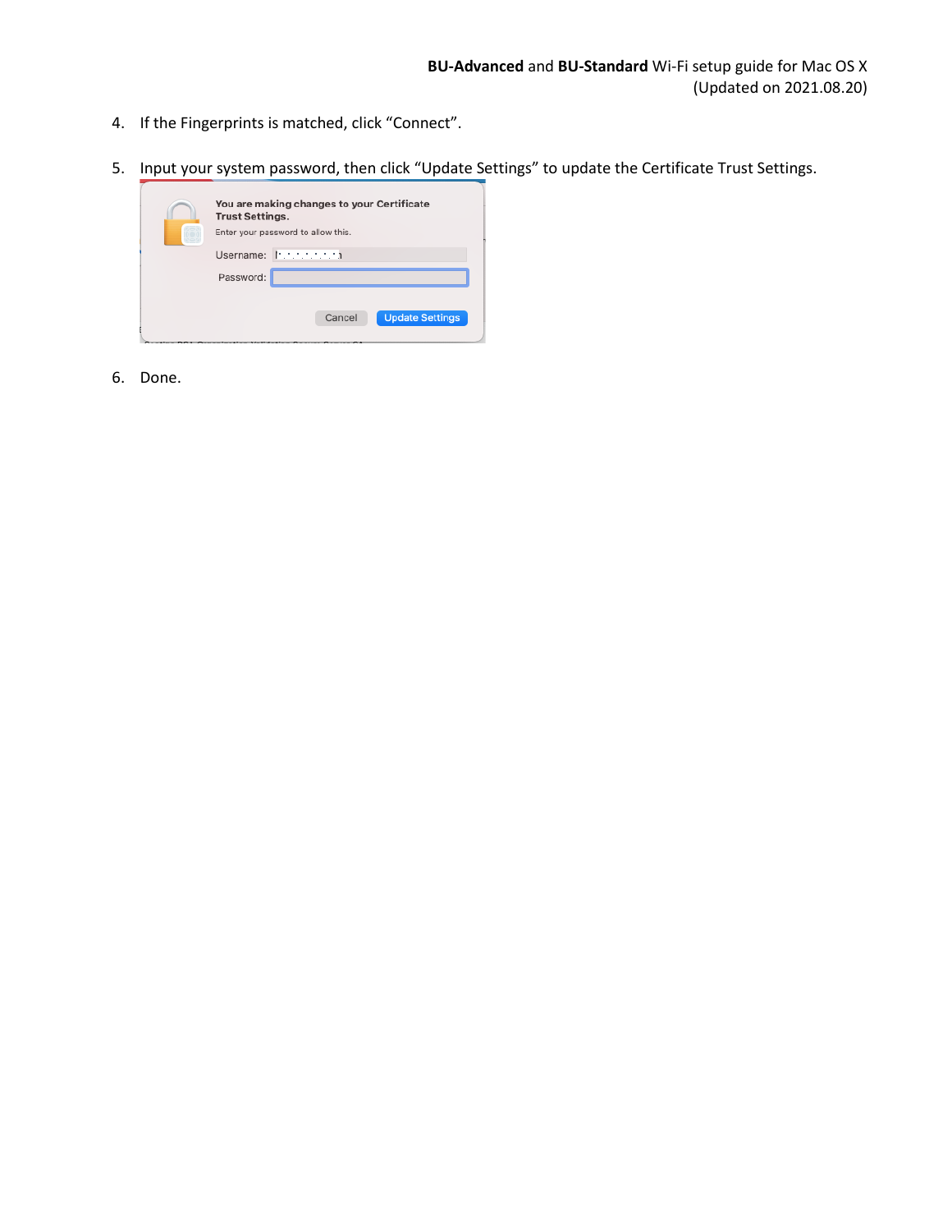4. If the Fingerprints is matched, click “Connect”.

5. Input your system password, then click “Update Settings” to update the Certificate Trust Settings.

6. Done.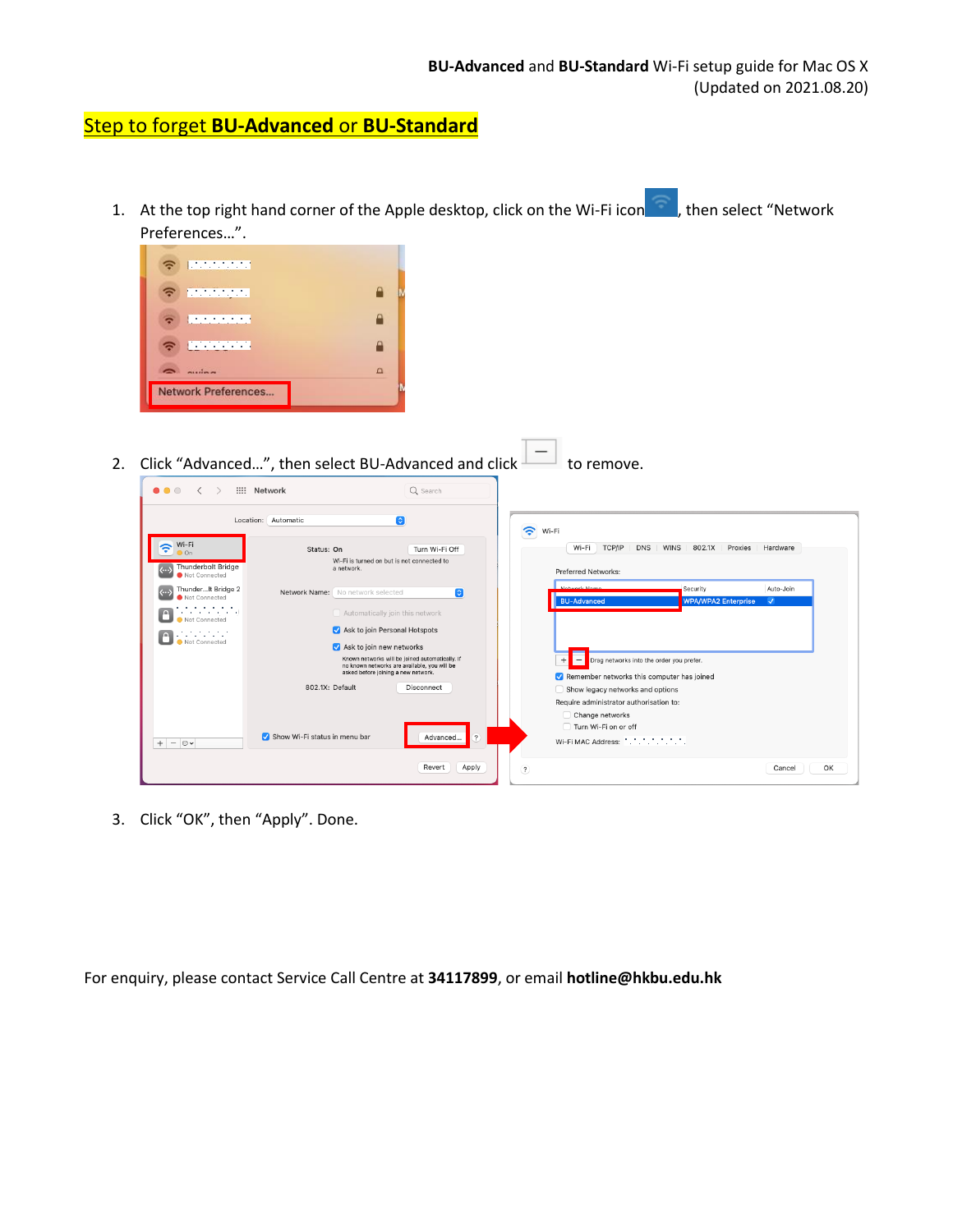BU-Advanced and BU-Standard Wi-Fi setup guide for Mac OS X
(Updated on 2021.08.20)

## Step to forget **BU-Advanced** or **BU-Standard**

1. At the top right hand corner of the Apple desktop, click on the Wi-Fi icon, then select "Network Preferences…".

2. Click "Advanced…", then select BU-Advanced and click [ – ] to remove.

3. Click "OK", then "Apply". Done.

For enquiry, please contact Service Call Centre at **34117899**, or email **hotline@hkbu.edu.hk**